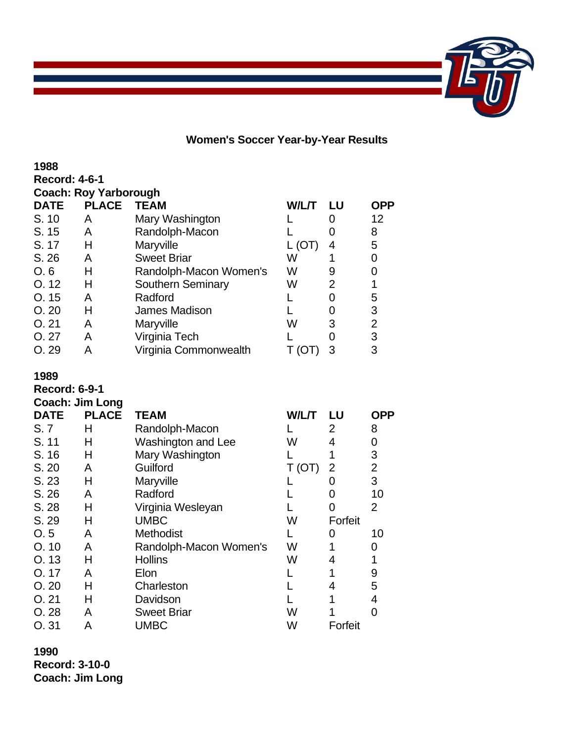# Women's Soccer Year-by-Year Results

**1988**
**Record: 4-6-1**
**Coach: Roy Yarborough**

| DATE | PLACE | TEAM | W/L/T | LU | OPP |
|---|---|---|---|---|---|
| S. 10 | A | Mary Washington | L | 0 | 12 |
| S. 15 | A | Randolph-Macon | L | 0 | 8 |
| S. 17 | H | Maryville | L (OT) | 4 | 5 |
| S. 26 | A | Sweet Briar | W | 1 | 0 |
| O. 6 | H | Randolph-Macon Women's | W | 9 | 0 |
| O. 12 | H | Southern Seminary | W | 2 | 1 |
| O. 15 | A | Radford | L | 0 | 5 |
| O. 20 | H | James Madison | L | 0 | 3 |
| O. 21 | A | Maryville | W | 3 | 2 |
| O. 27 | A | Virginia Tech | L | 0 | 3 |
| O. 29 | A | Virginia Commonwealth | T (OT) | 3 | 3 |

**1989**
**Record: 6-9-1**
**Coach: Jim Long**

| DATE | PLACE | TEAM | W/L/T | LU | OPP |
|---|---|---|---|---|---|
| S. 7 | H | Randolph-Macon | L | 2 | 8 |
| S. 11 | H | Washington and Lee | W | 4 | 0 |
| S. 16 | H | Mary Washington | L | 1 | 3 |
| S. 20 | A | Guilford | T (OT) | 2 | 2 |
| S. 23 | H | Maryville | L | 0 | 3 |
| S. 26 | A | Radford | L | 0 | 10 |
| S. 28 | H | Virginia Wesleyan | L | 0 | 2 |
| S. 29 | H | UMBC | W | Forfeit | |
| O. 5 | A | Methodist | L | 0 | 10 |
| O. 10 | A | Randolph-Macon Women's | W | 1 | 0 |
| O. 13 | H | Hollins | W | 4 | 1 |
| O. 17 | A | Elon | L | 1 | 9 |
| O. 20 | H | Charleston | L | 4 | 5 |
| O. 21 | H | Davidson | L | 1 | 4 |
| O. 28 | A | Sweet Briar | W | 1 | 0 |
| O. 31 | A | UMBC | W | Forfeit | |

**1990**
**Record: 3-10-0**
**Coach: Jim Long**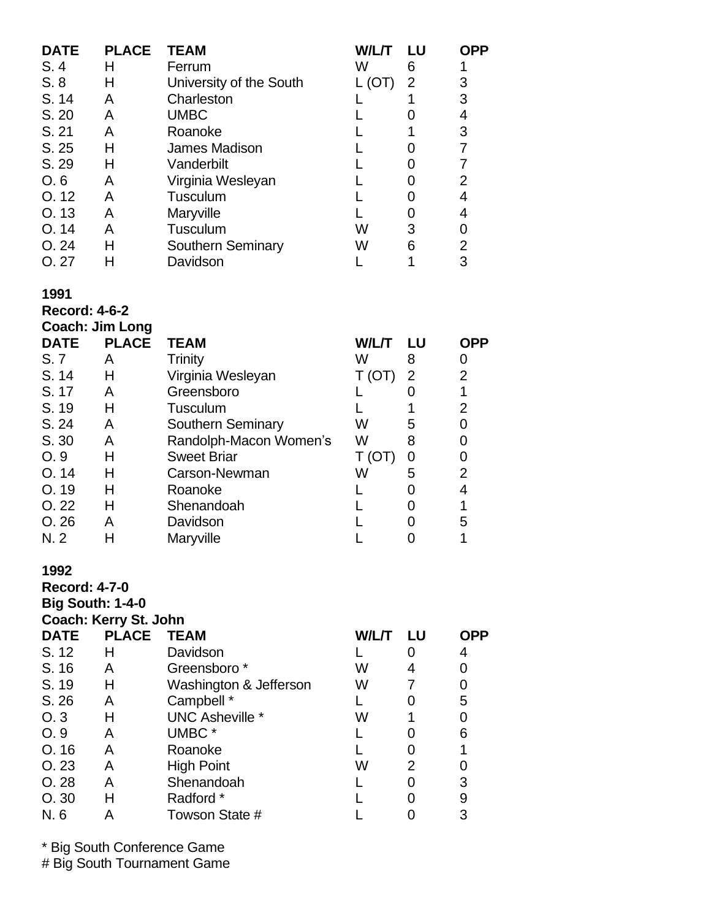| DATE | PLACE | TEAM | W/L/T | LU | OPP |
|---|---|---|---|---|---|
| S. 4 | H | Ferrum | W | 6 | 1 |
| S. 8 | H | University of the South | L (OT) | 2 | 3 |
| S. 14 | A | Charleston | L | 1 | 3 |
| S. 20 | A | UMBC | L | 0 | 4 |
| S. 21 | A | Roanoke | L | 1 | 3 |
| S. 25 | H | James Madison | L | 0 | 7 |
| S. 29 | H | Vanderbilt | L | 0 | 7 |
| O. 6 | A | Virginia Wesleyan | L | 0 | 2 |
| O. 12 | A | Tusculum | L | 0 | 4 |
| O. 13 | A | Maryville | L | 0 | 4 |
| O. 14 | A | Tusculum | W | 3 | 0 |
| O. 24 | H | Southern Seminary | W | 6 | 2 |
| O. 27 | H | Davidson | L | 1 | 3 |

**1991**
**Record: 4-6-2**
**Coach: Jim Long**

| DATE | PLACE | TEAM | W/L/T | LU | OPP |
|---|---|---|---|---|---|
| S. 7 | A | Trinity | W | 8 | 0 |
| S. 14 | H | Virginia Wesleyan | T (OT) | 2 | 2 |
| S. 17 | A | Greensboro | L | 0 | 1 |
| S. 19 | H | Tusculum | L | 1 | 2 |
| S. 24 | A | Southern Seminary | W | 5 | 0 |
| S. 30 | A | Randolph-Macon Women's | W | 8 | 0 |
| O. 9 | H | Sweet Briar | T (OT) | 0 | 0 |
| O. 14 | H | Carson-Newman | W | 5 | 2 |
| O. 19 | H | Roanoke | L | 0 | 4 |
| O. 22 | H | Shenandoah | L | 0 | 1 |
| O. 26 | A | Davidson | L | 0 | 5 |
| N. 2 | H | Maryville | L | 0 | 1 |

**1992**
**Record: 4-7-0**
**Big South: 1-4-0**
**Coach: Kerry St. John**

| DATE | PLACE | TEAM | W/L/T | LU | OPP |
|---|---|---|---|---|---|
| S. 12 | H | Davidson | L | 0 | 4 |
| S. 16 | A | Greensboro * | W | 4 | 0 |
| S. 19 | H | Washington & Jefferson | W | 7 | 0 |
| S. 26 | A | Campbell * | L | 0 | 5 |
| O. 3 | H | UNC Asheville * | W | 1 | 0 |
| O. 9 | A | UMBC * | L | 0 | 6 |
| O. 16 | A | Roanoke | L | 0 | 1 |
| O. 23 | A | High Point | W | 2 | 0 |
| O. 28 | A | Shenandoah | L | 0 | 3 |
| O. 30 | H | Radford * | L | 0 | 9 |
| N. 6 | A | Towson State # | L | 0 | 3 |

\* Big South Conference Game
# Big South Tournament Game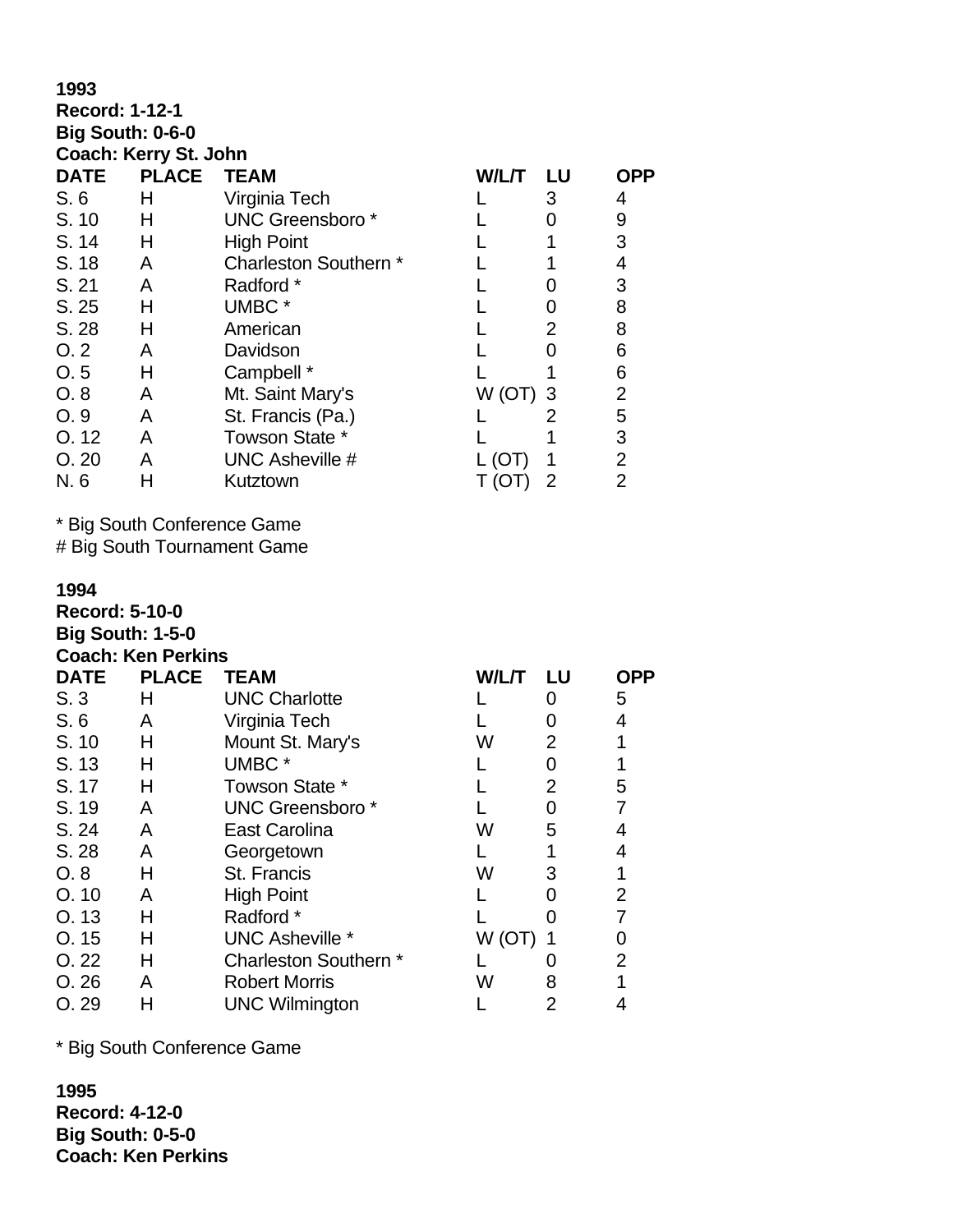**1993**
**Record: 1-12-1**
**Big South: 0-6-0**
**Coach: Kerry St. John**

| DATE | PLACE | TEAM | W/L/T | LU | OPP |
|---|---|---|---|---|---|
| S. 6 | H | Virginia Tech | L | 3 | 4 |
| S. 10 | H | UNC Greensboro * | L | 0 | 9 |
| S. 14 | H | High Point | L | 1 | 3 |
| S. 18 | A | Charleston Southern * | L | 1 | 4 |
| S. 21 | A | Radford * | L | 0 | 3 |
| S. 25 | H | UMBC * | L | 0 | 8 |
| S. 28 | H | American | L | 2 | 8 |
| O. 2 | A | Davidson | L | 0 | 6 |
| O. 5 | H | Campbell * | L | 1 | 6 |
| O. 8 | A | Mt. Saint Mary's | W (OT) | 3 | 2 |
| O. 9 | A | St. Francis (Pa.) | L | 2 | 5 |
| O. 12 | A | Towson State * | L | 1 | 3 |
| O. 20 | A | UNC Asheville # | L (OT) | 1 | 2 |
| N. 6 | H | Kutztown | T (OT) | 2 | 2 |

\* Big South Conference Game
# Big South Tournament Game

**1994**
**Record: 5-10-0**
**Big South: 1-5-0**
**Coach: Ken Perkins**

| DATE | PLACE | TEAM | W/L/T | LU | OPP |
|---|---|---|---|---|---|
| S. 3 | H | UNC Charlotte | L | 0 | 5 |
| S. 6 | A | Virginia Tech | L | 0 | 4 |
| S. 10 | H | Mount St. Mary's | W | 2 | 1 |
| S. 13 | H | UMBC * | L | 0 | 1 |
| S. 17 | H | Towson State * | L | 2 | 5 |
| S. 19 | A | UNC Greensboro * | L | 0 | 7 |
| S. 24 | A | East Carolina | W | 5 | 4 |
| S. 28 | A | Georgetown | L | 1 | 4 |
| O. 8 | H | St. Francis | W | 3 | 1 |
| O. 10 | A | High Point | L | 0 | 2 |
| O. 13 | H | Radford * | L | 0 | 7 |
| O. 15 | H | UNC Asheville * | W (OT) | 1 | 0 |
| O. 22 | H | Charleston Southern * | L | 0 | 2 |
| O. 26 | A | Robert Morris | W | 8 | 1 |
| O. 29 | H | UNC Wilmington | L | 2 | 4 |

\* Big South Conference Game

**1995**
**Record: 4-12-0**
**Big South: 0-5-0**
**Coach: Ken Perkins**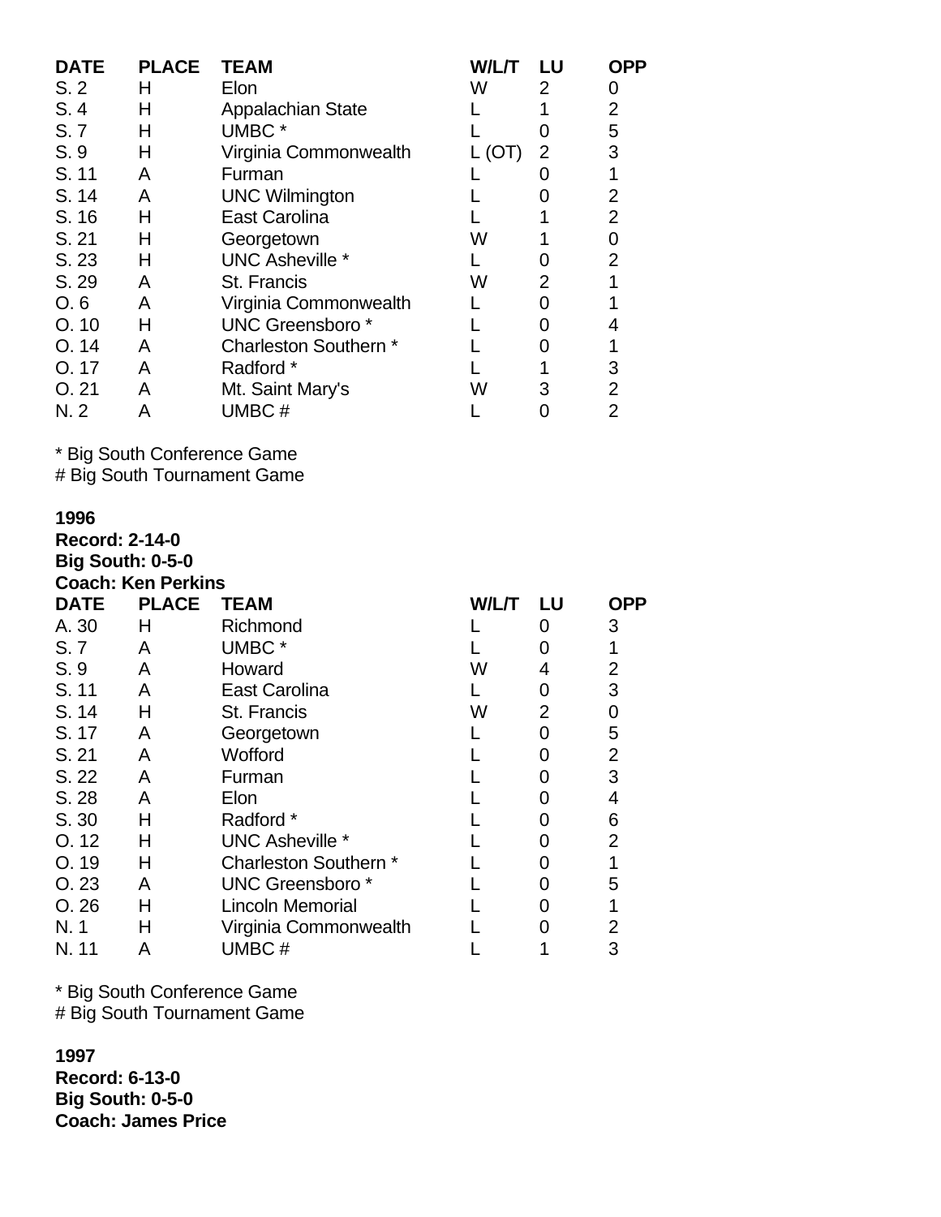| DATE | PLACE | TEAM | W/L/T | LU | OPP |
|---|---|---|---|---|---|
| S. 2 | H | Elon | W | 2 | 0 |
| S. 4 | H | Appalachian State | L | 1 | 2 |
| S. 7 | H | UMBC * | L | 0 | 5 |
| S. 9 | H | Virginia Commonwealth | L (OT) | 2 | 3 |
| S. 11 | A | Furman | L | 0 | 1 |
| S. 14 | A | UNC Wilmington | L | 0 | 2 |
| S. 16 | H | East Carolina | L | 1 | 2 |
| S. 21 | H | Georgetown | W | 1 | 0 |
| S. 23 | H | UNC Asheville * | L | 0 | 2 |
| S. 29 | A | St. Francis | W | 2 | 1 |
| O. 6 | A | Virginia Commonwealth | L | 0 | 1 |
| O. 10 | H | UNC Greensboro * | L | 0 | 4 |
| O. 14 | A | Charleston Southern * | L | 0 | 1 |
| O. 17 | A | Radford * | L | 1 | 3 |
| O. 21 | A | Mt. Saint Mary's | W | 3 | 2 |
| N. 2 | A | UMBC # | L | 0 | 2 |

\* Big South Conference Game
\# Big South Tournament Game

**1996**
**Record: 2-14-0**
**Big South: 0-5-0**
**Coach: Ken Perkins**

| DATE | PLACE | TEAM | W/L/T | LU | OPP |
|---|---|---|---|---|---|
| A. 30 | H | Richmond | L | 0 | 3 |
| S. 7 | A | UMBC * | L | 0 | 1 |
| S. 9 | A | Howard | W | 4 | 2 |
| S. 11 | A | East Carolina | L | 0 | 3 |
| S. 14 | H | St. Francis | W | 2 | 0 |
| S. 17 | A | Georgetown | L | 0 | 5 |
| S. 21 | A | Wofford | L | 0 | 2 |
| S. 22 | A | Furman | L | 0 | 3 |
| S. 28 | A | Elon | L | 0 | 4 |
| S. 30 | H | Radford * | L | 0 | 6 |
| O. 12 | H | UNC Asheville * | L | 0 | 2 |
| O. 19 | H | Charleston Southern * | L | 0 | 1 |
| O. 23 | A | UNC Greensboro * | L | 0 | 5 |
| O. 26 | H | Lincoln Memorial | L | 0 | 1 |
| N. 1 | H | Virginia Commonwealth | L | 0 | 2 |
| N. 11 | A | UMBC # | L | 1 | 3 |

\* Big South Conference Game
\# Big South Tournament Game

**1997**
**Record: 6-13-0**
**Big South: 0-5-0**
**Coach: James Price**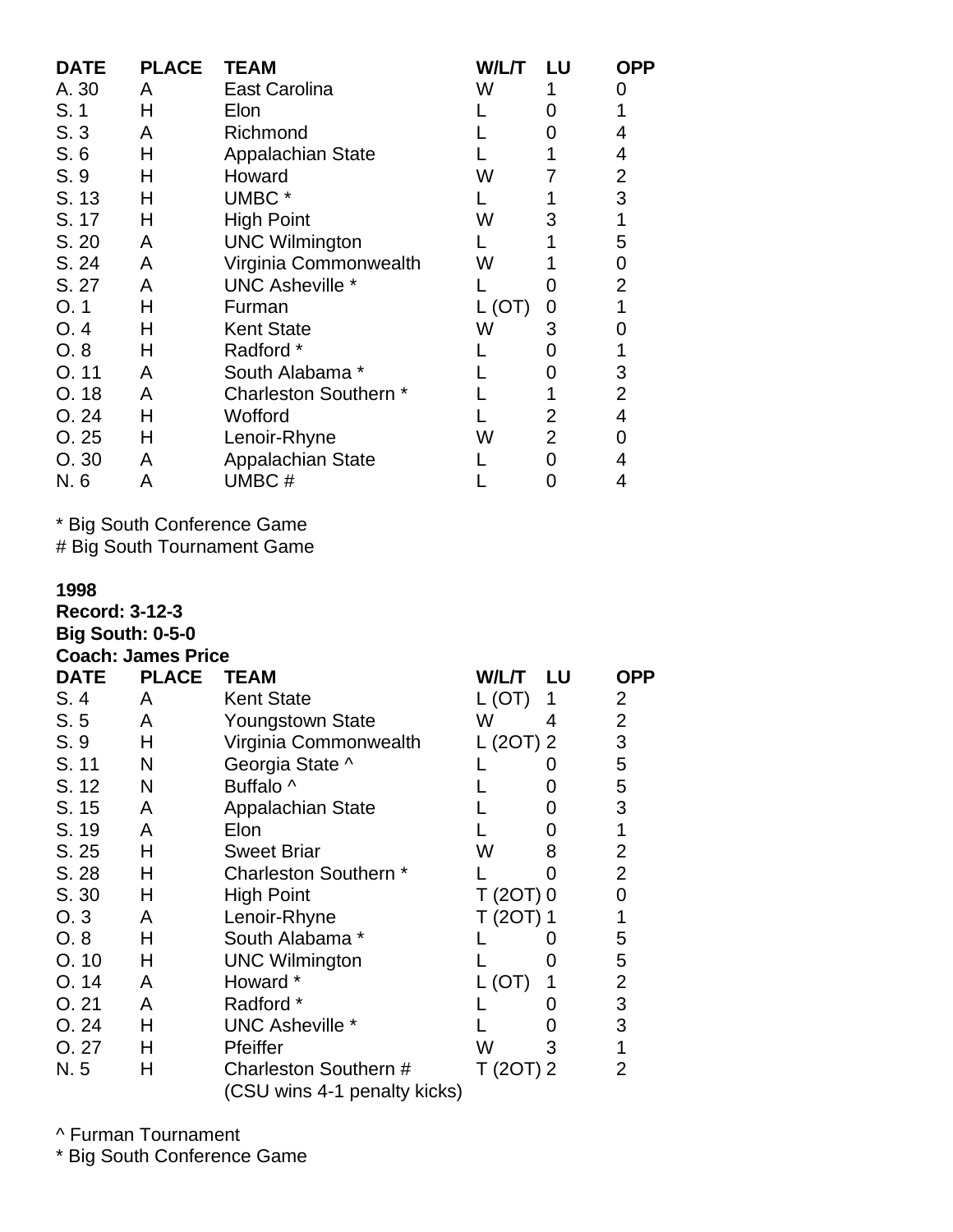| DATE | PLACE | TEAM | W/L/T | LU | OPP |
|---|---|---|---|---|---|
| A. 30 | A | East Carolina | W | 1 | 0 |
| S. 1 | H | Elon | L | 0 | 1 |
| S. 3 | A | Richmond | L | 0 | 4 |
| S. 6 | H | Appalachian State | L | 1 | 4 |
| S. 9 | H | Howard | W | 7 | 2 |
| S. 13 | H | UMBC * | L | 1 | 3 |
| S. 17 | H | High Point | W | 3 | 1 |
| S. 20 | A | UNC Wilmington | L | 1 | 5 |
| S. 24 | A | Virginia Commonwealth | W | 1 | 0 |
| S. 27 | A | UNC Asheville * | L | 0 | 2 |
| O. 1 | H | Furman | L (OT) | 0 | 1 |
| O. 4 | H | Kent State | W | 3 | 0 |
| O. 8 | H | Radford * | L | 0 | 1 |
| O. 11 | A | South Alabama * | L | 0 | 3 |
| O. 18 | A | Charleston Southern * | L | 1 | 2 |
| O. 24 | H | Wofford | L | 2 | 4 |
| O. 25 | H | Lenoir-Rhyne | W | 2 | 0 |
| O. 30 | A | Appalachian State | L | 0 | 4 |
| N. 6 | A | UMBC # | L | 0 | 4 |

\* Big South Conference Game
\# Big South Tournament Game

**1998**
**Record: 3-12-3**
**Big South: 0-5-0**
**Coach: James Price**

| DATE | PLACE | TEAM | W/L/T | LU | OPP |
|---|---|---|---|---|---|
| S. 4 | A | Kent State | L (OT) | 1 | 2 |
| S. 5 | A | Youngstown State | W | 4 | 2 |
| S. 9 | H | Virginia Commonwealth | L (2OT) | 2 | 3 |
| S. 11 | N | Georgia State ^ | L | 0 | 5 |
| S. 12 | N | Buffalo ^ | L | 0 | 5 |
| S. 15 | A | Appalachian State | L | 0 | 3 |
| S. 19 | A | Elon | L | 0 | 1 |
| S. 25 | H | Sweet Briar | W | 8 | 2 |
| S. 28 | H | Charleston Southern * | L | 0 | 2 |
| S. 30 | H | High Point | T (2OT) | 0 | 0 |
| O. 3 | A | Lenoir-Rhyne | T (2OT) | 1 | 1 |
| O. 8 | H | South Alabama * | L | 0 | 5 |
| O. 10 | H | UNC Wilmington | L | 0 | 5 |
| O. 14 | A | Howard * | L (OT) | 1 | 2 |
| O. 21 | A | Radford * | L | 0 | 3 |
| O. 24 | H | UNC Asheville * | L | 0 | 3 |
| O. 27 | H | Pfeiffer | W | 3 | 1 |
| N. 5 | H | Charleston Southern # (CSU wins 4-1 penalty kicks) | T (2OT) | 2 | 2 |

^ Furman Tournament
\* Big South Conference Game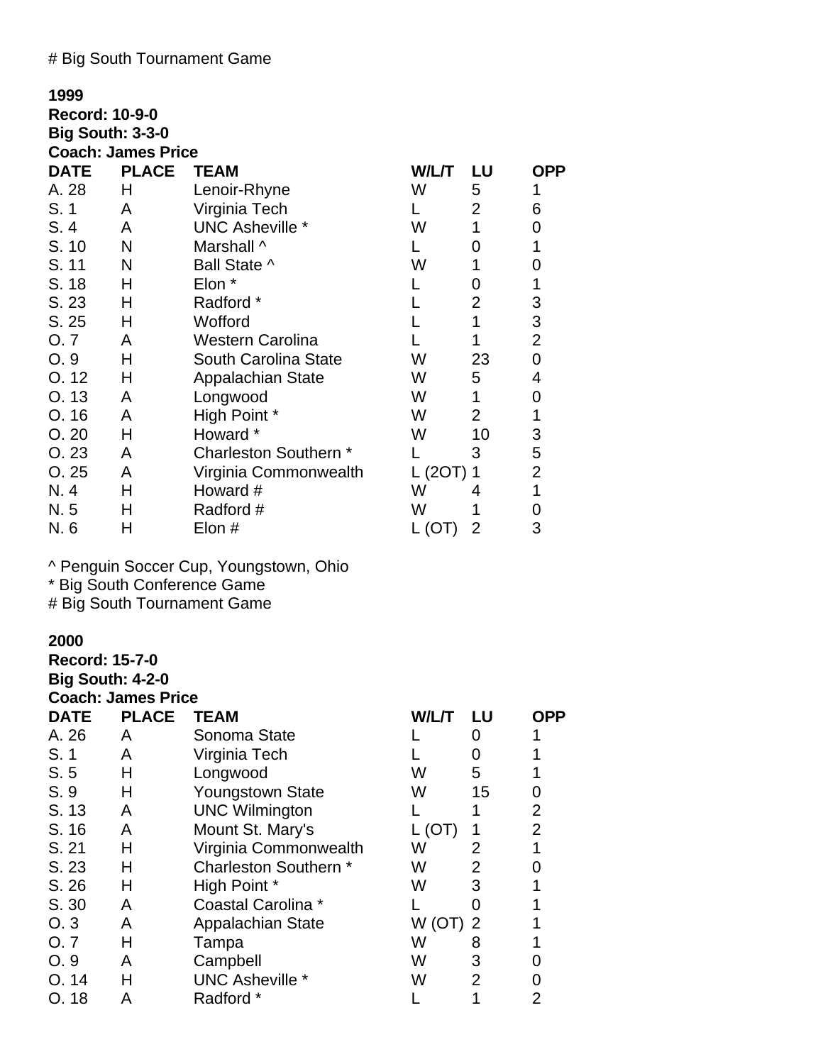# Big South Tournament Game

**1999**
**Record: 10-9-0**
**Big South: 3-3-0**
**Coach: James Price**

| DATE | PLACE | TEAM | W/L/T | LU | OPP |
|---|---|---|---|---|---|
| A. 28 | H | Lenoir-Rhyne | W | 5 | 1 |
| S. 1 | A | Virginia Tech | L | 2 | 6 |
| S. 4 | A | UNC Asheville * | W | 1 | 0 |
| S. 10 | N | Marshall ^ | L | 0 | 1 |
| S. 11 | N | Ball State ^ | W | 1 | 0 |
| S. 18 | H | Elon * | L | 0 | 1 |
| S. 23 | H | Radford * | L | 2 | 3 |
| S. 25 | H | Wofford | L | 1 | 3 |
| O. 7 | A | Western Carolina | L | 1 | 2 |
| O. 9 | H | South Carolina State | W | 23 | 0 |
| O. 12 | H | Appalachian State | W | 5 | 4 |
| O. 13 | A | Longwood | W | 1 | 0 |
| O. 16 | A | High Point * | W | 2 | 1 |
| O. 20 | H | Howard * | W | 10 | 3 |
| O. 23 | A | Charleston Southern * | L | 3 | 5 |
| O. 25 | A | Virginia Commonwealth | L (2OT) | 1 | 2 |
| N. 4 | H | Howard # | W | 4 | 1 |
| N. 5 | H | Radford # | W | 1 | 0 |
| N. 6 | H | Elon # | L (OT) | 2 | 3 |

^ Penguin Soccer Cup, Youngstown, Ohio
* Big South Conference Game
# Big South Tournament Game

**2000**
**Record: 15-7-0**
**Big South: 4-2-0**
**Coach: James Price**

| DATE | PLACE | TEAM | W/L/T | LU | OPP |
|---|---|---|---|---|---|
| A. 26 | A | Sonoma State | L | 0 | 1 |
| S. 1 | A | Virginia Tech | L | 0 | 1 |
| S. 5 | H | Longwood | W | 5 | 1 |
| S. 9 | H | Youngstown State | W | 15 | 0 |
| S. 13 | A | UNC Wilmington | L | 1 | 2 |
| S. 16 | A | Mount St. Mary's | L (OT) | 1 | 2 |
| S. 21 | H | Virginia Commonwealth | W | 2 | 1 |
| S. 23 | H | Charleston Southern * | W | 2 | 0 |
| S. 26 | H | High Point * | W | 3 | 1 |
| S. 30 | A | Coastal Carolina * | L | 0 | 1 |
| O. 3 | A | Appalachian State | W (OT) | 2 | 1 |
| O. 7 | H | Tampa | W | 8 | 1 |
| O. 9 | A | Campbell | W | 3 | 0 |
| O. 14 | H | UNC Asheville * | W | 2 | 0 |
| O. 18 | A | Radford * | L | 1 | 2 |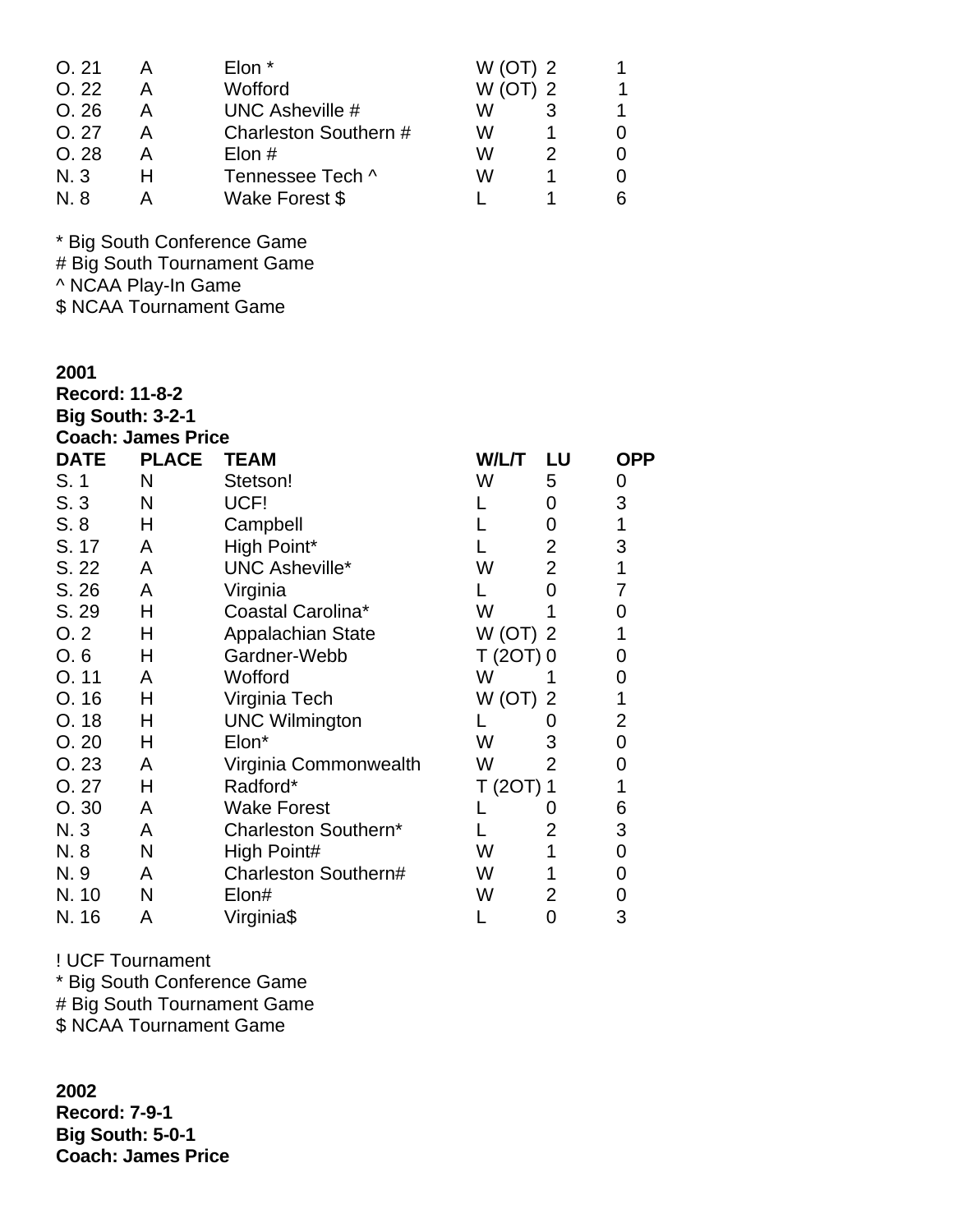| | | | | | |
|---|---|---|---|---|---|
| O. 21 | A | Elon * | W (OT) | 2 | 1 |
| O. 22 | A | Wofford | W (OT) | 2 | 1 |
| O. 26 | A | UNC Asheville # | W | 3 | 1 |
| O. 27 | A | Charleston Southern # | W | 1 | 0 |
| O. 28 | A | Elon # | W | 2 | 0 |
| N. 3 | H | Tennessee Tech ^ | W | 1 | 0 |
| N. 8 | A | Wake Forest $ | L | 1 | 6 |

* Big South Conference Game
# Big South Tournament Game
^ NCAA Play-In Game
$ NCAA Tournament Game

**2001**
**Record: 11-8-2**
**Big South: 3-2-1**
**Coach: James Price**

| DATE | PLACE | TEAM | W/L/T | LU | OPP |
|---|---|---|---|---|---|
| S. 1 | N | Stetson! | W | 5 | 0 |
| S. 3 | N | UCF! | L | 0 | 3 |
| S. 8 | H | Campbell | L | 0 | 1 |
| S. 17 | A | High Point* | L | 2 | 3 |
| S. 22 | A | UNC Asheville* | W | 2 | 1 |
| S. 26 | A | Virginia | L | 0 | 7 |
| S. 29 | H | Coastal Carolina* | W | 1 | 0 |
| O. 2 | H | Appalachian State | W (OT) | 2 | 1 |
| O. 6 | H | Gardner-Webb | T (2OT) | 0 | 0 |
| O. 11 | A | Wofford | W | 1 | 0 |
| O. 16 | H | Virginia Tech | W (OT) | 2 | 1 |
| O. 18 | H | UNC Wilmington | L | 0 | 2 |
| O. 20 | H | Elon* | W | 3 | 0 |
| O. 23 | A | Virginia Commonwealth | W | 2 | 0 |
| O. 27 | H | Radford* | T (2OT) | 1 | 1 |
| O. 30 | A | Wake Forest | L | 0 | 6 |
| N. 3 | A | Charleston Southern* | L | 2 | 3 |
| N. 8 | N | High Point# | W | 1 | 0 |
| N. 9 | A | Charleston Southern# | W | 1 | 0 |
| N. 10 | N | Elon# | W | 2 | 0 |
| N. 16 | A | Virginia$ | L | 0 | 3 |

! UCF Tournament
* Big South Conference Game
# Big South Tournament Game
$ NCAA Tournament Game

**2002**
**Record: 7-9-1**
**Big South: 5-0-1**
**Coach: James Price**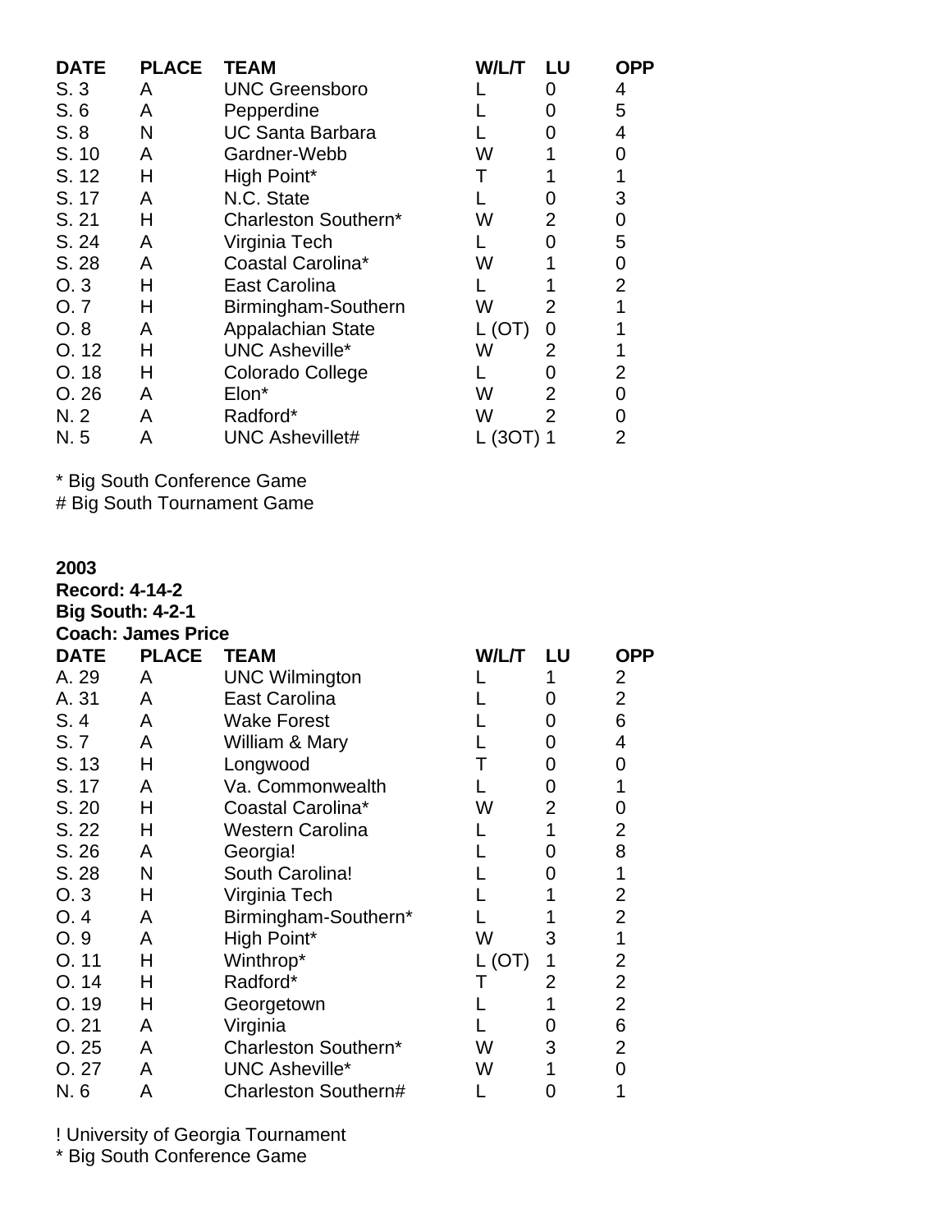| DATE | PLACE | TEAM | W/L/T | LU | OPP |
|---|---|---|---|---|---|
| S. 3 | A | UNC Greensboro | L | 0 | 4 |
| S. 6 | A | Pepperdine | L | 0 | 5 |
| S. 8 | N | UC Santa Barbara | L | 0 | 4 |
| S. 10 | A | Gardner-Webb | W | 1 | 0 |
| S. 12 | H | High Point* | T | 1 | 1 |
| S. 17 | A | N.C. State | L | 0 | 3 |
| S. 21 | H | Charleston Southern* | W | 2 | 0 |
| S. 24 | A | Virginia Tech | L | 0 | 5 |
| S. 28 | A | Coastal Carolina* | W | 1 | 0 |
| O. 3 | H | East Carolina | L | 1 | 2 |
| O. 7 | H | Birmingham-Southern | W | 2 | 1 |
| O. 8 | A | Appalachian State | L (OT) | 0 | 1 |
| O. 12 | H | UNC Asheville* | W | 2 | 1 |
| O. 18 | H | Colorado College | L | 0 | 2 |
| O. 26 | A | Elon* | W | 2 | 0 |
| N. 2 | A | Radford* | W | 2 | 0 |
| N. 5 | A | UNC Ashevillet# | L (3OT) | 1 | 2 |

\* Big South Conference Game
# Big South Tournament Game

**2003**
**Record: 4-14-2**
**Big South: 4-2-1**
**Coach: James Price**

| DATE | PLACE | TEAM | W/L/T | LU | OPP |
|---|---|---|---|---|---|
| A. 29 | A | UNC Wilmington | L | 1 | 2 |
| A. 31 | A | East Carolina | L | 0 | 2 |
| S. 4 | A | Wake Forest | L | 0 | 6 |
| S. 7 | A | William & Mary | L | 0 | 4 |
| S. 13 | H | Longwood | T | 0 | 0 |
| S. 17 | A | Va. Commonwealth | L | 0 | 1 |
| S. 20 | H | Coastal Carolina* | W | 2 | 0 |
| S. 22 | H | Western Carolina | L | 1 | 2 |
| S. 26 | A | Georgia! | L | 0 | 8 |
| S. 28 | N | South Carolina! | L | 0 | 1 |
| O. 3 | H | Virginia Tech | L | 1 | 2 |
| O. 4 | A | Birmingham-Southern* | L | 1 | 2 |
| O. 9 | A | High Point* | W | 3 | 1 |
| O. 11 | H | Winthrop* | L (OT) | 1 | 2 |
| O. 14 | H | Radford* | T | 2 | 2 |
| O. 19 | H | Georgetown | L | 1 | 2 |
| O. 21 | A | Virginia | L | 0 | 6 |
| O. 25 | A | Charleston Southern* | W | 3 | 2 |
| O. 27 | A | UNC Asheville* | W | 1 | 0 |
| N. 6 | A | Charleston Southern# | L | 0 | 1 |

! University of Georgia Tournament
\* Big South Conference Game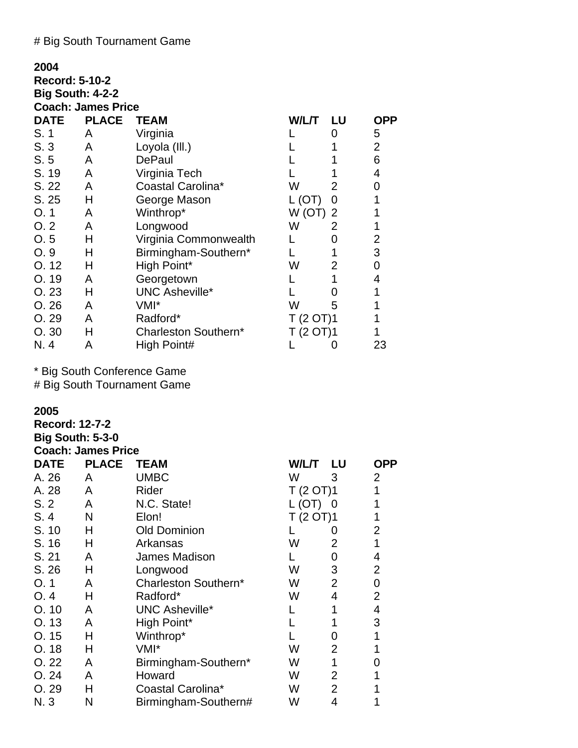# Big South Tournament Game

**2004**
**Record: 5-10-2**
**Big South: 4-2-2**
**Coach: James Price**

| DATE | PLACE | TEAM | W/L/T | LU | OPP |
|---|---|---|---|---|---|
| S. 1 | A | Virginia | L | 0 | 5 |
| S. 3 | A | Loyola (Ill.) | L | 1 | 2 |
| S. 5 | A | DePaul | L | 1 | 6 |
| S. 19 | A | Virginia Tech | L | 1 | 4 |
| S. 22 | A | Coastal Carolina* | W | 2 | 0 |
| S. 25 | H | George Mason | L (OT) | 0 | 1 |
| O. 1 | A | Winthrop* | W (OT) | 2 | 1 |
| O. 2 | A | Longwood | W | 2 | 1 |
| O. 5 | H | Virginia Commonwealth | L | 0 | 2 |
| O. 9 | H | Birmingham-Southern* | L | 1 | 3 |
| O. 12 | H | High Point* | W | 2 | 0 |
| O. 19 | A | Georgetown | L | 1 | 4 |
| O. 23 | H | UNC Asheville* | L | 0 | 1 |
| O. 26 | A | VMI* | W | 5 | 1 |
| O. 29 | A | Radford* | T (2 OT) | 1 | 1 |
| O. 30 | H | Charleston Southern* | T (2 OT) | 1 | 1 |
| N. 4 | A | High Point# | L | 0 | 23 |

* Big South Conference Game
# Big South Tournament Game

**2005**
**Record: 12-7-2**
**Big South: 5-3-0**
**Coach: James Price**

| DATE | PLACE | TEAM | W/L/T | LU | OPP |
|---|---|---|---|---|---|
| A. 26 | A | UMBC | W | 3 | 2 |
| A. 28 | A | Rider | T (2 OT) | 1 | 1 |
| S. 2 | A | N.C. State! | L (OT) | 0 | 1 |
| S. 4 | N | Elon! | T (2 OT) | 1 | 1 |
| S. 10 | H | Old Dominion | L | 0 | 2 |
| S. 16 | H | Arkansas | W | 2 | 1 |
| S. 21 | A | James Madison | L | 0 | 4 |
| S. 26 | H | Longwood | W | 3 | 2 |
| O. 1 | A | Charleston Southern* | W | 2 | 0 |
| O. 4 | H | Radford* | W | 4 | 2 |
| O. 10 | A | UNC Asheville* | L | 1 | 4 |
| O. 13 | A | High Point* | L | 1 | 3 |
| O. 15 | H | Winthrop* | L | 0 | 1 |
| O. 18 | H | VMI* | W | 2 | 1 |
| O. 22 | A | Birmingham-Southern* | W | 1 | 0 |
| O. 24 | A | Howard | W | 2 | 1 |
| O. 29 | H | Coastal Carolina* | W | 2 | 1 |
| N. 3 | N | Birmingham-Southern# | W | 4 | 1 |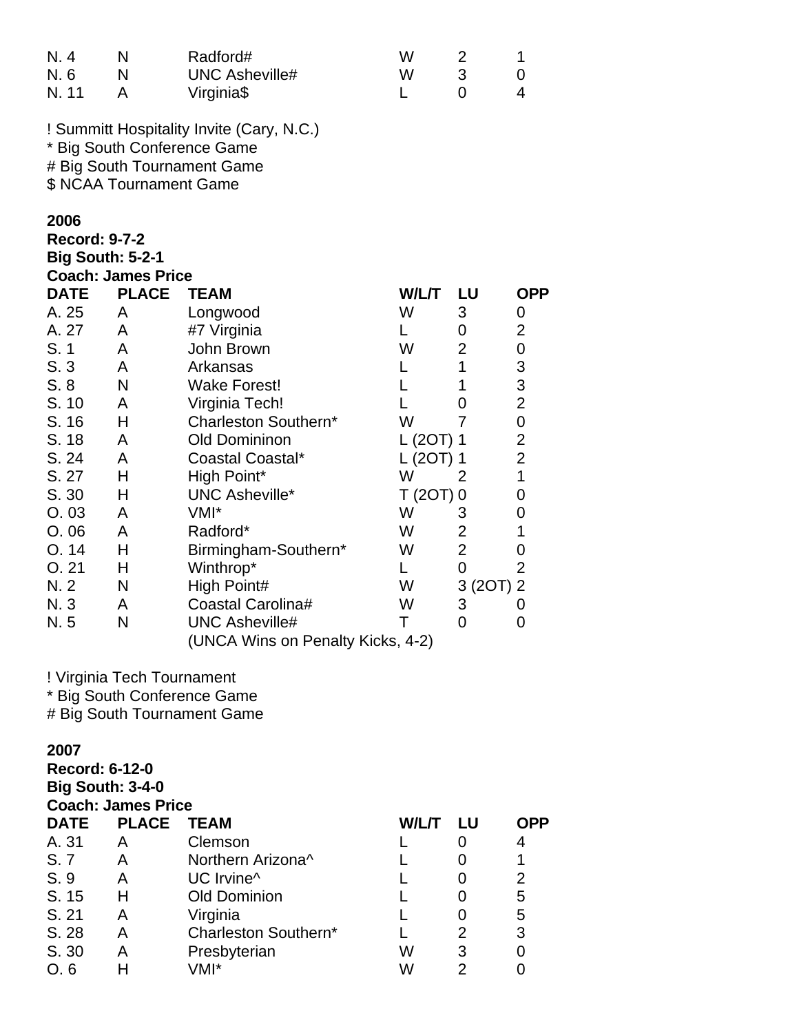| DATE | PLACE | TEAM | W/L/T | LU | OPP |
|---|---|---|---|---|---|
| N. 4 | N | Radford# | W | 2 | 1 |
| N. 6 | N | UNC Asheville# | W | 3 | 0 |
| N. 11 | A | Virginia$ | L | 0 | 4 |

! Summitt Hospitality Invite (Cary, N.C.)
* Big South Conference Game
# Big South Tournament Game
$ NCAA Tournament Game

**2006**
**Record: 9-7-2**
**Big South: 5-2-1**
**Coach: James Price**

| DATE | PLACE | TEAM | W/L/T | LU | OPP |
|---|---|---|---|---|---|
| A. 25 | A | Longwood | W | 3 | 0 |
| A. 27 | A | #7 Virginia | L | 0 | 2 |
| S. 1 | A | John Brown | W | 2 | 0 |
| S. 3 | A | Arkansas | L | 1 | 3 |
| S. 8 | N | Wake Forest! | L | 1 | 3 |
| S. 10 | A | Virginia Tech! | L | 0 | 2 |
| S. 16 | H | Charleston Southern* | W | 7 | 0 |
| S. 18 | A | Old Domininon | L (2OT) | 1 | 2 |
| S. 24 | A | Coastal Coastal* | L (2OT) | 1 | 2 |
| S. 27 | H | High Point* | W | 2 | 1 |
| S. 30 | H | UNC Asheville* | T (2OT) | 0 | 0 |
| O. 03 | A | VMI* | W | 3 | 0 |
| O. 06 | A | Radford* | W | 2 | 1 |
| O. 14 | H | Birmingham-Southern* | W | 2 | 0 |
| O. 21 | H | Winthrop* | L | 0 | 2 |
| N. 2 | N | High Point# | W | 3 (2OT) | 2 |
| N. 3 | A | Coastal Carolina# | W | 3 | 0 |
| N. 5 | N | UNC Asheville# | T | 0 | 0 |
| | | (UNCA Wins on Penalty Kicks, 4-2) | | | |

! Virginia Tech Tournament
* Big South Conference Game
# Big South Tournament Game

**2007**
**Record: 6-12-0**
**Big South: 3-4-0**
**Coach: James Price**

| DATE | PLACE | TEAM | W/L/T | LU | OPP |
|---|---|---|---|---|---|
| A. 31 | A | Clemson | L | 0 | 4 |
| S. 7 | A | Northern Arizona^ | L | 0 | 1 |
| S. 9 | A | UC Irvine^ | L | 0 | 2 |
| S. 15 | H | Old Dominion | L | 0 | 5 |
| S. 21 | A | Virginia | L | 0 | 5 |
| S. 28 | A | Charleston Southern* | L | 2 | 3 |
| S. 30 | A | Presbyterian | W | 3 | 0 |
| O. 6 | H | VMI* | W | 2 | 0 |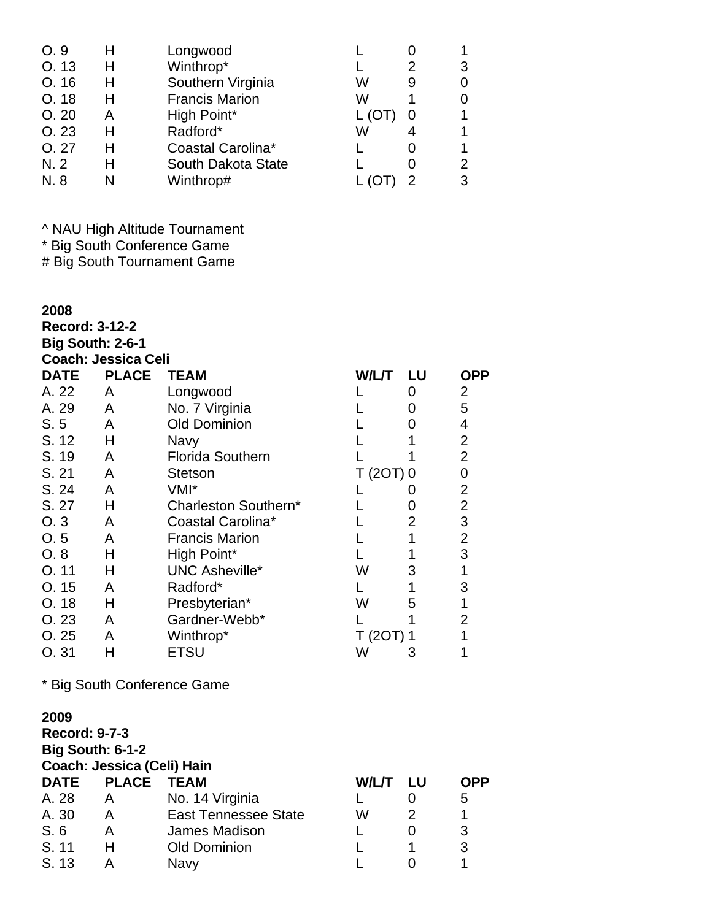| DATE | PLACE | TEAM | W/L/T | LU | OPP |
|---|---|---|---|---|---|
| O. 9 | H | Longwood | L | 0 | 1 |
| O. 13 | H | Winthrop* | L | 2 | 3 |
| O. 16 | H | Southern Virginia | W | 9 | 0 |
| O. 18 | H | Francis Marion | W | 1 | 0 |
| O. 20 | A | High Point* | L (OT) | 0 | 1 |
| O. 23 | H | Radford* | W | 4 | 1 |
| O. 27 | H | Coastal Carolina* | L | 0 | 1 |
| N. 2 | H | South Dakota State | L | 0 | 2 |
| N. 8 | N | Winthrop# | L (OT) | 2 | 3 |

^ NAU High Altitude Tournament
* Big South Conference Game
# Big South Tournament Game

**2008**
**Record: 3-12-2**
**Big South: 2-6-1**
**Coach: Jessica Celi**

| DATE | PLACE | TEAM | W/L/T | LU | OPP |
|---|---|---|---|---|---|
| A. 22 | A | Longwood | L | 0 | 2 |
| A. 29 | A | No. 7 Virginia | L | 0 | 5 |
| S. 5 | A | Old Dominion | L | 0 | 4 |
| S. 12 | H | Navy | L | 1 | 2 |
| S. 19 | A | Florida Southern | L | 1 | 2 |
| S. 21 | A | Stetson | T (2OT) | 0 | 0 |
| S. 24 | A | VMI* | L | 0 | 2 |
| S. 27 | H | Charleston Southern* | L | 0 | 2 |
| O. 3 | A | Coastal Carolina* | L | 2 | 3 |
| O. 5 | A | Francis Marion | L | 1 | 2 |
| O. 8 | H | High Point* | L | 1 | 3 |
| O. 11 | H | UNC Asheville* | W | 3 | 1 |
| O. 15 | A | Radford* | L | 1 | 3 |
| O. 18 | H | Presbyterian* | W | 5 | 1 |
| O. 23 | A | Gardner-Webb* | L | 1 | 2 |
| O. 25 | A | Winthrop* | T (2OT) | 1 | 1 |
| O. 31 | H | ETSU | W | 3 | 1 |

* Big South Conference Game

**2009**
**Record: 9-7-3**
**Big South: 6-1-2**
**Coach: Jessica (Celi) Hain**

| DATE | PLACE | TEAM | W/L/T | LU | OPP |
|---|---|---|---|---|---|
| A. 28 | A | No. 14 Virginia | L | 0 | 5 |
| A. 30 | A | East Tennessee State | W | 2 | 1 |
| S. 6 | A | James Madison | L | 0 | 3 |
| S. 11 | H | Old Dominion | L | 1 | 3 |
| S. 13 | A | Navy | L | 0 | 1 |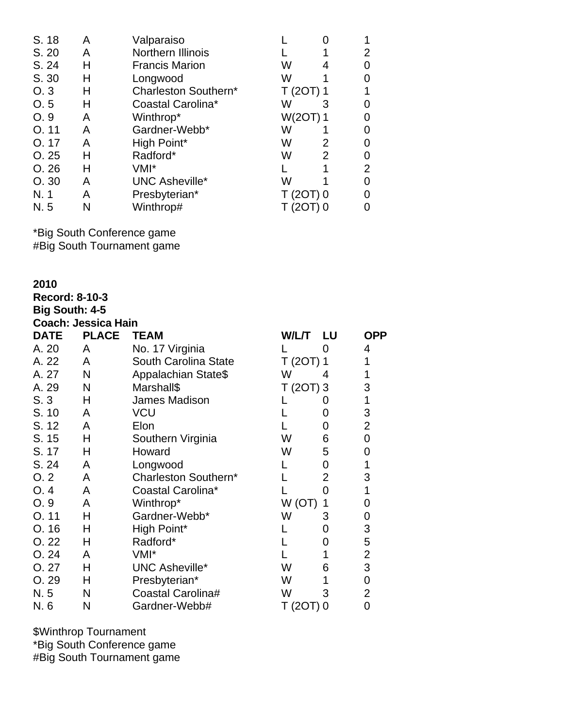| DATE | PLACE | TEAM | W/L/T | LU | OPP |
|---|---|---|---|---|---|
| S. 18 | A | Valparaiso | L | 0 | 1 |
| S. 20 | A | Northern Illinois | L | 1 | 2 |
| S. 24 | H | Francis Marion | W | 4 | 0 |
| S. 30 | H | Longwood | W | 1 | 0 |
| O. 3 | H | Charleston Southern* | T (2OT) | 1 | 1 |
| O. 5 | H | Coastal Carolina* | W | 3 | 0 |
| O. 9 | A | Winthrop* | W(2OT) | 1 | 0 |
| O. 11 | A | Gardner-Webb* | W | 1 | 0 |
| O. 17 | A | High Point* | W | 2 | 0 |
| O. 25 | H | Radford* | W | 2 | 0 |
| O. 26 | H | VMI* | L | 1 | 2 |
| O. 30 | A | UNC Asheville* | W | 1 | 0 |
| N. 1 | A | Presbyterian* | T (2OT) | 0 | 0 |
| N. 5 | N | Winthrop# | T (2OT) | 0 | 0 |

*Big South Conference game
#Big South Tournament game

**2010**
**Record: 8-10-3**
**Big South: 4-5**
**Coach: Jessica Hain**

| DATE | PLACE | TEAM | W/L/T | LU | OPP |
|---|---|---|---|---|---|
| A. 20 | A | No. 17 Virginia | L | 0 | 4 |
| A. 22 | A | South Carolina State | T (2OT) | 1 | 1 |
| A. 27 | N | Appalachian State$ | W | 4 | 1 |
| A. 29 | N | Marshall$ | T (2OT) | 3 | 3 |
| S. 3 | H | James Madison | L | 0 | 1 |
| S. 10 | A | VCU | L | 0 | 3 |
| S. 12 | A | Elon | L | 0 | 2 |
| S. 15 | H | Southern Virginia | W | 6 | 0 |
| S. 17 | H | Howard | W | 5 | 0 |
| S. 24 | A | Longwood | L | 0 | 1 |
| O. 2 | A | Charleston Southern* | L | 2 | 3 |
| O. 4 | A | Coastal Carolina* | L | 0 | 1 |
| O. 9 | A | Winthrop* | W (OT) | 1 | 0 |
| O. 11 | H | Gardner-Webb* | W | 3 | 0 |
| O. 16 | H | High Point* | L | 0 | 3 |
| O. 22 | H | Radford* | L | 0 | 5 |
| O. 24 | A | VMI* | L | 1 | 2 |
| O. 27 | H | UNC Asheville* | W | 6 | 3 |
| O. 29 | H | Presbyterian* | W | 1 | 0 |
| N. 5 | N | Coastal Carolina# | W | 3 | 2 |
| N. 6 | N | Gardner-Webb# | T (2OT) | 0 | 0 |

$Winthrop Tournament
*Big South Conference game
#Big South Tournament game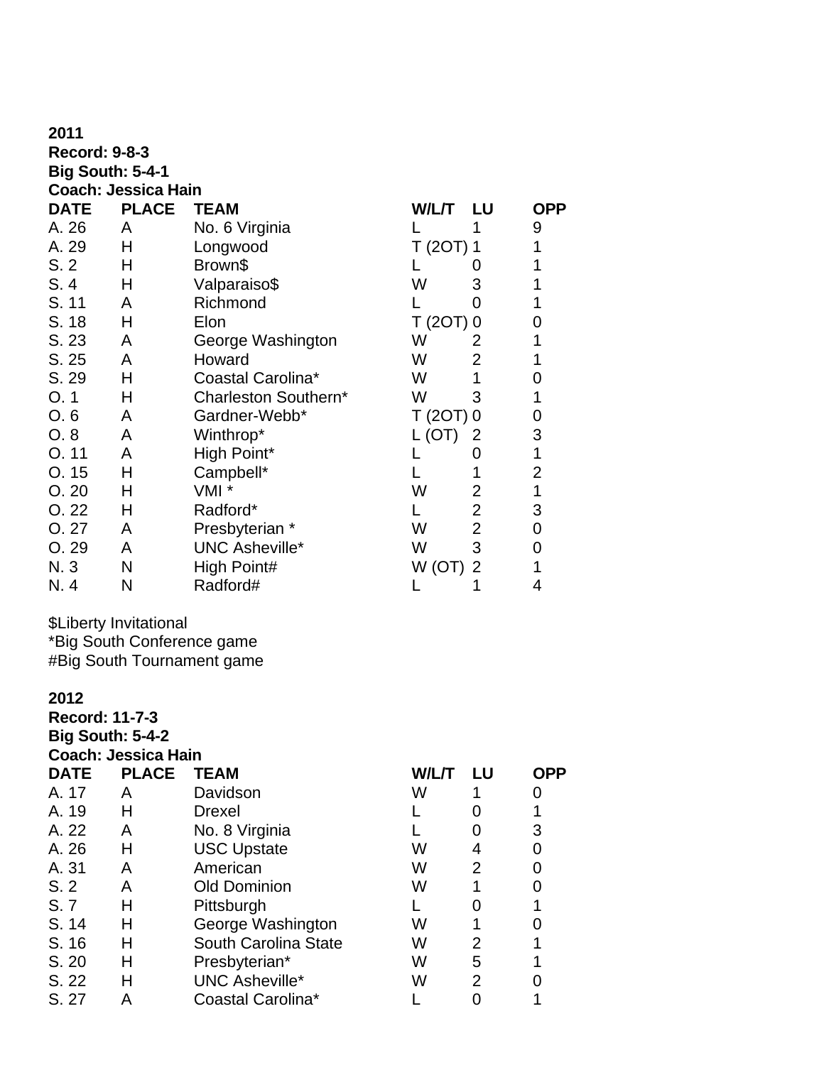**2011**
**Record: 9-8-3**
**Big South: 5-4-1**
**Coach: Jessica Hain**

| DATE | PLACE | TEAM | W/L/T | LU | OPP |
|---|---|---|---|---|---|
| A. 26 | A | No. 6 Virginia | L | 1 | 9 |
| A. 29 | H | Longwood | T (2OT) | 1 | 1 |
| S. 2 | H | Brown$ | L | 0 | 1 |
| S. 4 | H | Valparaiso$ | W | 3 | 1 |
| S. 11 | A | Richmond | L | 0 | 1 |
| S. 18 | H | Elon | T (2OT) | 0 | 0 |
| S. 23 | A | George Washington | W | 2 | 1 |
| S. 25 | A | Howard | W | 2 | 1 |
| S. 29 | H | Coastal Carolina* | W | 1 | 0 |
| O. 1 | H | Charleston Southern* | W | 3 | 1 |
| O. 6 | A | Gardner-Webb* | T (2OT) | 0 | 0 |
| O. 8 | A | Winthrop* | L (OT) | 2 | 3 |
| O. 11 | A | High Point* | L | 0 | 1 |
| O. 15 | H | Campbell* | L | 1 | 2 |
| O. 20 | H | VMI * | W | 2 | 1 |
| O. 22 | H | Radford* | L | 2 | 3 |
| O. 27 | A | Presbyterian * | W | 2 | 0 |
| O. 29 | A | UNC Asheville* | W | 3 | 0 |
| N. 3 | N | High Point# | W (OT) | 2 | 1 |
| N. 4 | N | Radford# | L | 1 | 4 |

$Liberty Invitational
*Big South Conference game
#Big South Tournament game

**2012**
**Record: 11-7-3**
**Big South: 5-4-2**
**Coach: Jessica Hain**

| DATE | PLACE | TEAM | W/L/T | LU | OPP |
|---|---|---|---|---|---|
| A. 17 | A | Davidson | W | 1 | 0 |
| A. 19 | H | Drexel | L | 0 | 1 |
| A. 22 | A | No. 8 Virginia | L | 0 | 3 |
| A. 26 | H | USC Upstate | W | 4 | 0 |
| A. 31 | A | American | W | 2 | 0 |
| S. 2 | A | Old Dominion | W | 1 | 0 |
| S. 7 | H | Pittsburgh | L | 0 | 1 |
| S. 14 | H | George Washington | W | 1 | 0 |
| S. 16 | H | South Carolina State | W | 2 | 1 |
| S. 20 | H | Presbyterian* | W | 5 | 1 |
| S. 22 | H | UNC Asheville* | W | 2 | 0 |
| S. 27 | A | Coastal Carolina* | L | 0 | 1 |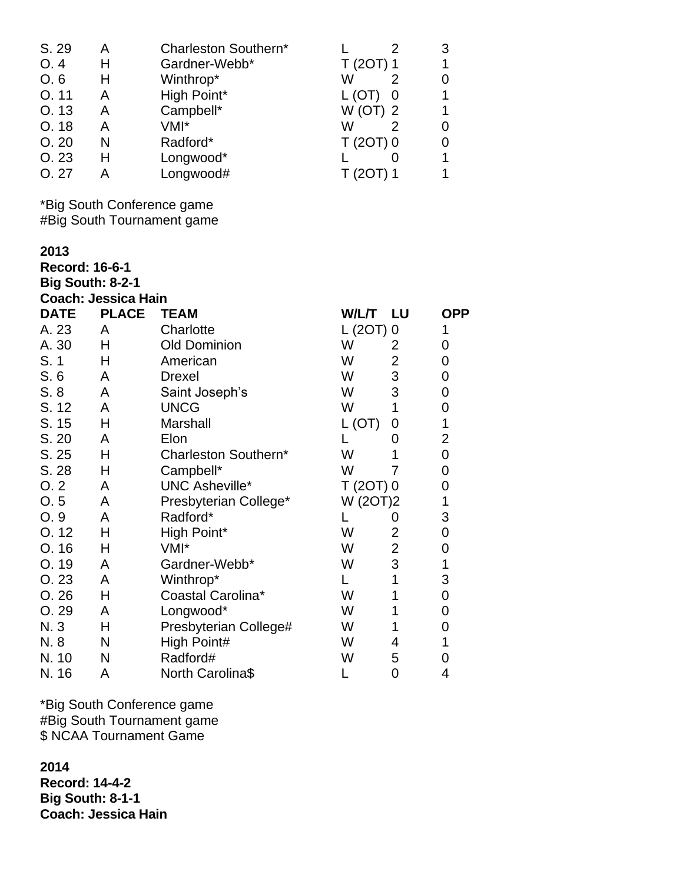| DATE | PLACE | TEAM | W/L/T | LU | OPP |
| --- | --- | --- | --- | --- | --- |
| S. 29 | A | Charleston Southern* | L | 2 | 3 |
| O. 4 | H | Gardner-Webb* | T (2OT) | 1 | 1 |
| O. 6 | H | Winthrop* | W | 2 | 0 |
| O. 11 | A | High Point* | L (OT) | 0 | 1 |
| O. 13 | A | Campbell* | W (OT) | 2 | 1 |
| O. 18 | A | VMI* | W | 2 | 0 |
| O. 20 | N | Radford* | T (2OT) | 0 | 0 |
| O. 23 | H | Longwood* | L | 0 | 1 |
| O. 27 | A | Longwood# | T (2OT) | 1 | 1 |

*Big South Conference game
#Big South Tournament game

**2013**
**Record: 16-6-1**
**Big South: 8-2-1**
**Coach: Jessica Hain**

| DATE | PLACE | TEAM | W/L/T | LU | OPP |
| --- | --- | --- | --- | --- | --- |
| A. 23 | A | Charlotte | L (2OT) | 0 | 1 |
| A. 30 | H | Old Dominion | W | 2 | 0 |
| S. 1 | H | American | W | 2 | 0 |
| S. 6 | A | Drexel | W | 3 | 0 |
| S. 8 | A | Saint Joseph's | W | 3 | 0 |
| S. 12 | A | UNCG | W | 1 | 0 |
| S. 15 | H | Marshall | L (OT) | 0 | 1 |
| S. 20 | A | Elon | L | 0 | 2 |
| S. 25 | H | Charleston Southern* | W | 1 | 0 |
| S. 28 | H | Campbell* | W | 7 | 0 |
| O. 2 | A | UNC Asheville* | T (2OT) | 0 | 0 |
| O. 5 | A | Presbyterian College* | W (2OT) | 2 | 1 |
| O. 9 | A | Radford* | L | 0 | 3 |
| O. 12 | H | High Point* | W | 2 | 0 |
| O. 16 | H | VMI* | W | 2 | 0 |
| O. 19 | A | Gardner-Webb* | W | 3 | 1 |
| O. 23 | A | Winthrop* | L | 1 | 3 |
| O. 26 | H | Coastal Carolina* | W | 1 | 0 |
| O. 29 | A | Longwood* | W | 1 | 0 |
| N. 3 | H | Presbyterian College# | W | 1 | 0 |
| N. 8 | N | High Point# | W | 4 | 1 |
| N. 10 | N | Radford# | W | 5 | 0 |
| N. 16 | A | North Carolina$ | L | 0 | 4 |

*Big South Conference game
#Big South Tournament game
$ NCAA Tournament Game

**2014**
**Record: 14-4-2**
**Big South: 8-1-1**
**Coach: Jessica Hain**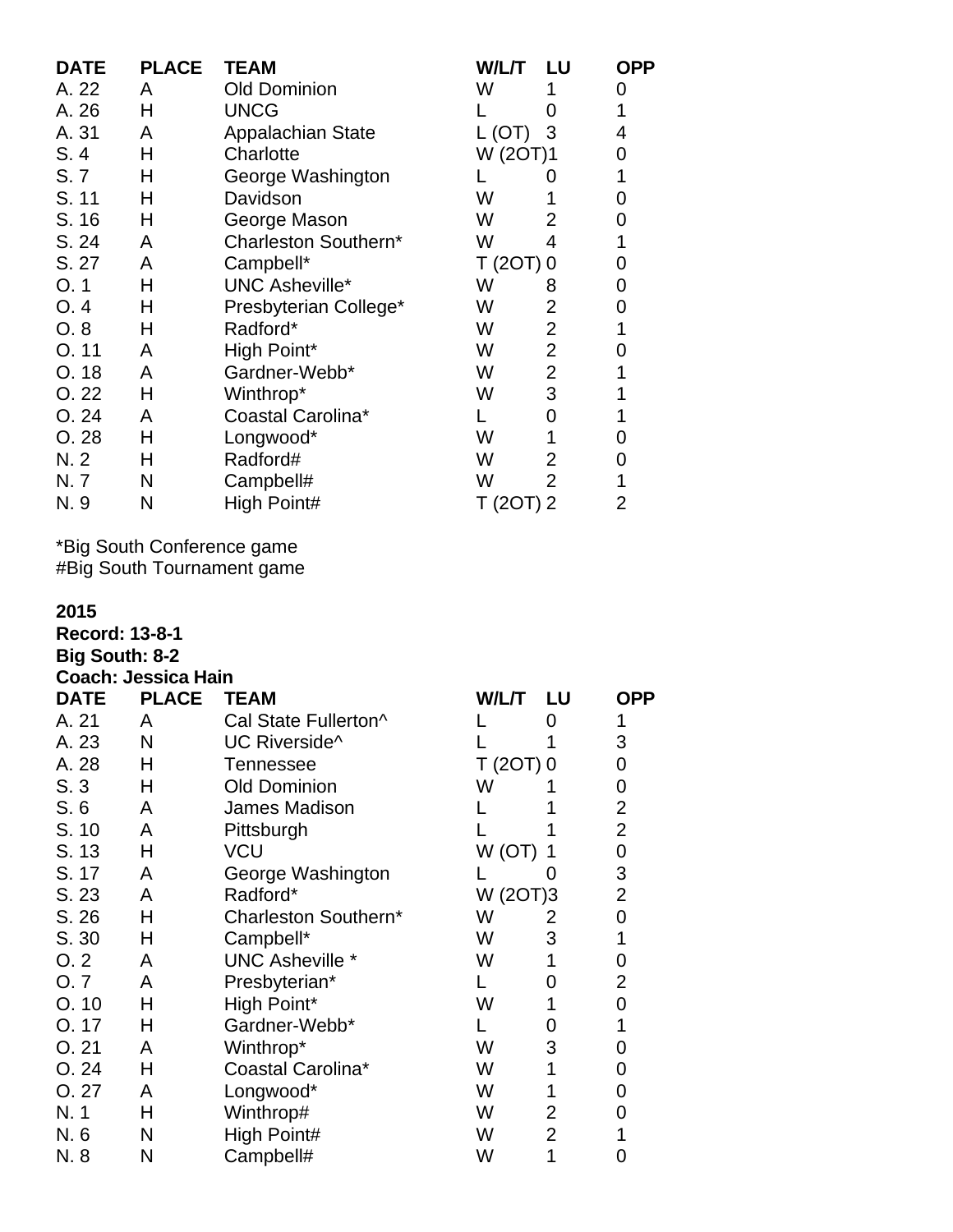| DATE | PLACE | TEAM | W/L/T | LU | OPP |
|---|---|---|---|---|---|
| A. 22 | A | Old Dominion | W | 1 | 0 |
| A. 26 | H | UNCG | L | 0 | 1 |
| A. 31 | A | Appalachian State | L (OT) | 3 | 4 |
| S. 4 | H | Charlotte | W (2OT) | 1 | 0 |
| S. 7 | H | George Washington | L | 0 | 1 |
| S. 11 | H | Davidson | W | 1 | 0 |
| S. 16 | H | George Mason | W | 2 | 0 |
| S. 24 | A | Charleston Southern* | W | 4 | 1 |
| S. 27 | A | Campbell* | T (2OT) | 0 | 0 |
| O. 1 | H | UNC Asheville* | W | 8 | 0 |
| O. 4 | H | Presbyterian College* | W | 2 | 0 |
| O. 8 | H | Radford* | W | 2 | 1 |
| O. 11 | A | High Point* | W | 2 | 0 |
| O. 18 | A | Gardner-Webb* | W | 2 | 1 |
| O. 22 | H | Winthrop* | W | 3 | 1 |
| O. 24 | A | Coastal Carolina* | L | 0 | 1 |
| O. 28 | H | Longwood* | W | 1 | 0 |
| N. 2 | H | Radford# | W | 2 | 0 |
| N. 7 | N | Campbell# | W | 2 | 1 |
| N. 9 | N | High Point# | T (2OT) | 2 | 2 |

*Big South Conference game
#Big South Tournament game

**2015**
**Record: 13-8-1**
**Big South: 8-2**
**Coach: Jessica Hain**

| DATE | PLACE | TEAM | W/L/T | LU | OPP |
|---|---|---|---|---|---|
| A. 21 | A | Cal State Fullerton^ | L | 0 | 1 |
| A. 23 | N | UC Riverside^ | L | 1 | 3 |
| A. 28 | H | Tennessee | T (2OT) | 0 | 0 |
| S. 3 | H | Old Dominion | W | 1 | 0 |
| S. 6 | A | James Madison | L | 1 | 2 |
| S. 10 | A | Pittsburgh | L | 1 | 2 |
| S. 13 | H | VCU | W (OT) | 1 | 0 |
| S. 17 | A | George Washington | L | 0 | 3 |
| S. 23 | A | Radford* | W (2OT) | 3 | 2 |
| S. 26 | H | Charleston Southern* | W | 2 | 0 |
| S. 30 | H | Campbell* | W | 3 | 1 |
| O. 2 | A | UNC Asheville * | W | 1 | 0 |
| O. 7 | A | Presbyterian* | L | 0 | 2 |
| O. 10 | H | High Point* | W | 1 | 0 |
| O. 17 | H | Gardner-Webb* | L | 0 | 1 |
| O. 21 | A | Winthrop* | W | 3 | 0 |
| O. 24 | H | Coastal Carolina* | W | 1 | 0 |
| O. 27 | A | Longwood* | W | 1 | 0 |
| N. 1 | H | Winthrop# | W | 2 | 0 |
| N. 6 | N | High Point# | W | 2 | 1 |
| N. 8 | N | Campbell# | W | 1 | 0 |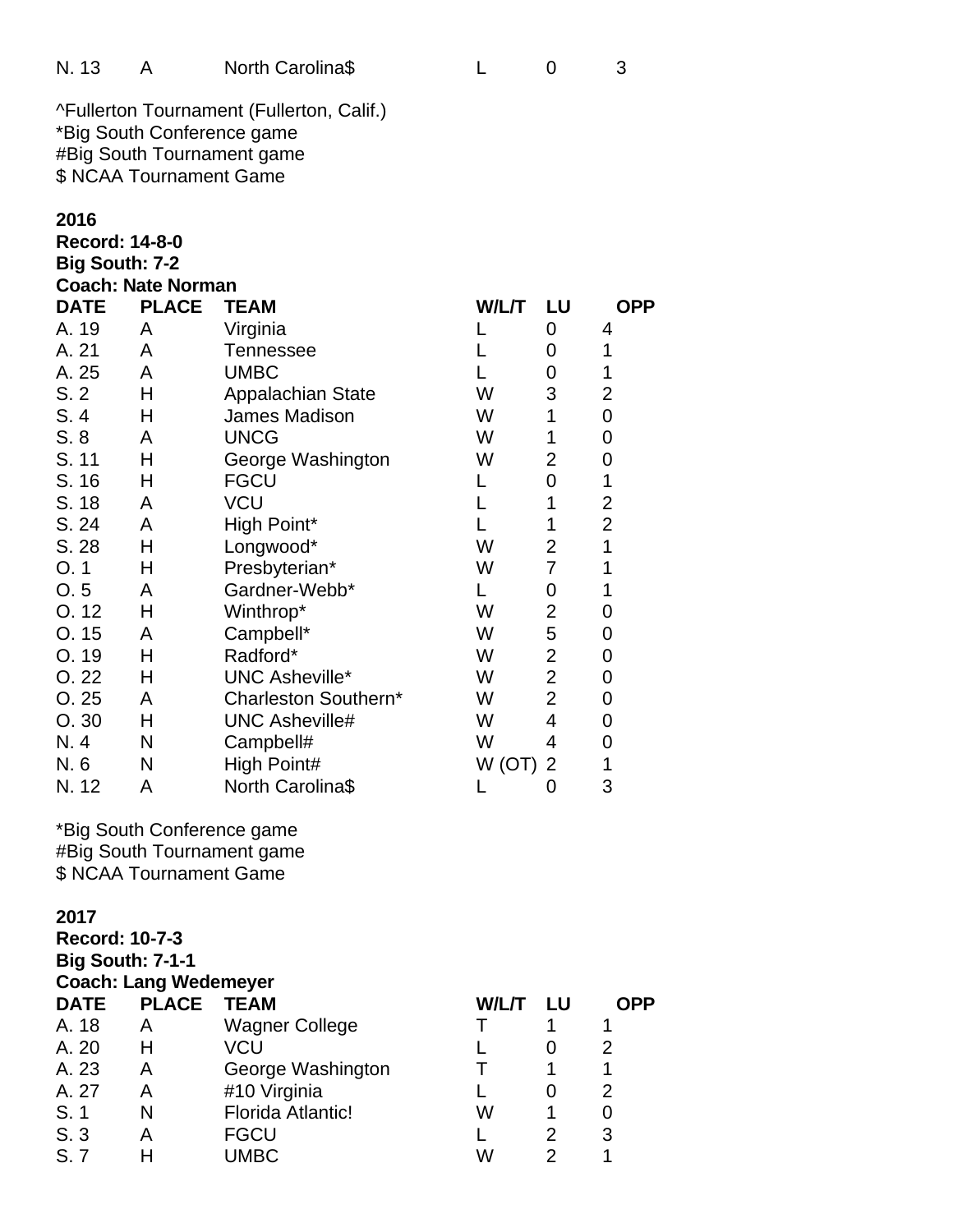| DATE | PLACE | TEAM | W/L/T | LU | OPP |
|---|---|---|---|---|---|
| N. 13 | A | North Carolina$ | L | 0 | 3 |

^Fullerton Tournament (Fullerton, Calif.)
*Big South Conference game
#Big South Tournament game
$ NCAA Tournament Game

**2016**
**Record: 14-8-0**
**Big South: 7-2**
**Coach: Nate Norman**

| DATE | PLACE | TEAM | W/L/T | LU | OPP |
|---|---|---|---|---|---|
| A. 19 | A | Virginia | L | 0 | 4 |
| A. 21 | A | Tennessee | L | 0 | 1 |
| A. 25 | A | UMBC | L | 0 | 1 |
| S. 2 | H | Appalachian State | W | 3 | 2 |
| S. 4 | H | James Madison | W | 1 | 0 |
| S. 8 | A | UNCG | W | 1 | 0 |
| S. 11 | H | George Washington | W | 2 | 0 |
| S. 16 | H | FGCU | L | 0 | 1 |
| S. 18 | A | VCU | L | 1 | 2 |
| S. 24 | A | High Point* | L | 1 | 2 |
| S. 28 | H | Longwood* | W | 2 | 1 |
| O. 1 | H | Presbyterian* | W | 7 | 1 |
| O. 5 | A | Gardner-Webb* | L | 0 | 1 |
| O. 12 | H | Winthrop* | W | 2 | 0 |
| O. 15 | A | Campbell* | W | 5 | 0 |
| O. 19 | H | Radford* | W | 2 | 0 |
| O. 22 | H | UNC Asheville* | W | 2 | 0 |
| O. 25 | A | Charleston Southern* | W | 2 | 0 |
| O. 30 | H | UNC Asheville# | W | 4 | 0 |
| N. 4 | N | Campbell# | W | 4 | 0 |
| N. 6 | N | High Point# | W (OT) | 2 | 1 |
| N. 12 | A | North Carolina$ | L | 0 | 3 |

*Big South Conference game
#Big South Tournament game
$ NCAA Tournament Game

**2017**
**Record: 10-7-3**
**Big South: 7-1-1**
**Coach: Lang Wedemeyer**

| DATE | PLACE | TEAM | W/L/T | LU | OPP |
|---|---|---|---|---|---|
| A. 18 | A | Wagner College | T | 1 | 1 |
| A. 20 | H | VCU | L | 0 | 2 |
| A. 23 | A | George Washington | T | 1 | 1 |
| A. 27 | A | #10 Virginia | L | 0 | 2 |
| S. 1 | N | Florida Atlantic! | W | 1 | 0 |
| S. 3 | A | FGCU | L | 2 | 3 |
| S. 7 | H | UMBC | W | 2 | 1 |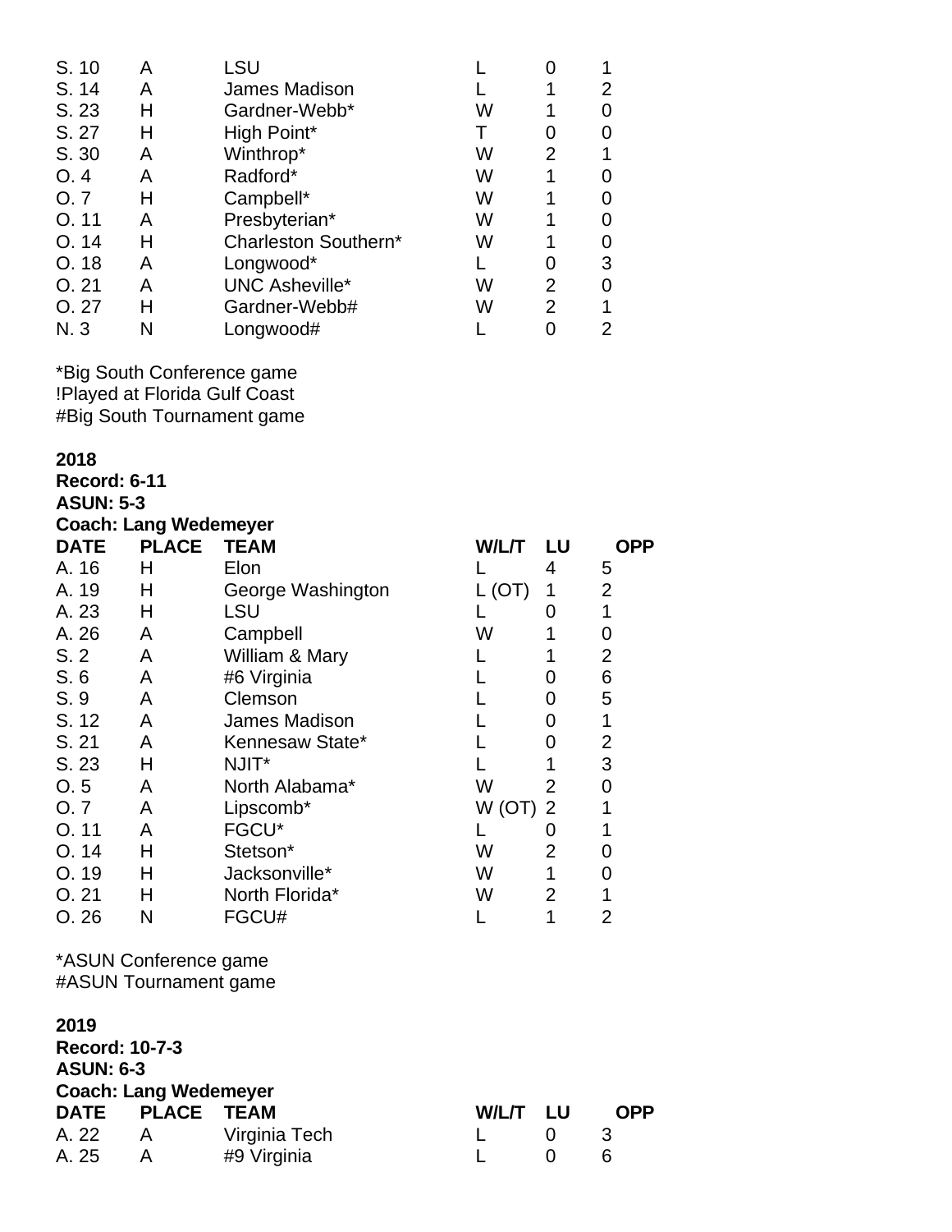| DATE | PLACE | TEAM | W/L/T | LU | OPP |
|---|---|---|---|---|---|
| S. 10 | A | LSU | L | 0 | 1 |
| S. 14 | A | James Madison | L | 1 | 2 |
| S. 23 | H | Gardner-Webb* | W | 1 | 0 |
| S. 27 | H | High Point* | T | 0 | 0 |
| S. 30 | A | Winthrop* | W | 2 | 1 |
| O. 4 | A | Radford* | W | 1 | 0 |
| O. 7 | H | Campbell* | W | 1 | 0 |
| O. 11 | A | Presbyterian* | W | 1 | 0 |
| O. 14 | H | Charleston Southern* | W | 1 | 0 |
| O. 18 | A | Longwood* | L | 0 | 3 |
| O. 21 | A | UNC Asheville* | W | 2 | 0 |
| O. 27 | H | Gardner-Webb# | W | 2 | 1 |
| N. 3 | N | Longwood# | L | 0 | 2 |

*Big South Conference game
!Played at Florida Gulf Coast
#Big South Tournament game

**2018**
**Record: 6-11**
**ASUN: 5-3**
**Coach: Lang Wedemeyer**

| DATE | PLACE | TEAM | W/L/T | LU | OPP |
|---|---|---|---|---|---|
| A. 16 | H | Elon | L | 4 | 5 |
| A. 19 | H | George Washington | L (OT) | 1 | 2 |
| A. 23 | H | LSU | L | 0 | 1 |
| A. 26 | A | Campbell | W | 1 | 0 |
| S. 2 | A | William & Mary | L | 1 | 2 |
| S. 6 | A | #6 Virginia | L | 0 | 6 |
| S. 9 | A | Clemson | L | 0 | 5 |
| S. 12 | A | James Madison | L | 0 | 1 |
| S. 21 | A | Kennesaw State* | L | 0 | 2 |
| S. 23 | H | NJIT* | L | 1 | 3 |
| O. 5 | A | North Alabama* | W | 2 | 0 |
| O. 7 | A | Lipscomb* | W (OT) | 2 | 1 |
| O. 11 | A | FGCU* | L | 0 | 1 |
| O. 14 | H | Stetson* | W | 2 | 0 |
| O. 19 | H | Jacksonville* | W | 1 | 0 |
| O. 21 | H | North Florida* | W | 2 | 1 |
| O. 26 | N | FGCU# | L | 1 | 2 |

*ASUN Conference game
#ASUN Tournament game

**2019**
**Record: 10-7-3**
**ASUN: 6-3**
**Coach: Lang Wedemeyer**

| DATE | PLACE | TEAM | W/L/T | LU | OPP |
|---|---|---|---|---|---|
| A. 22 | A | Virginia Tech | L | 0 | 3 |
| A. 25 | A | #9 Virginia | L | 0 | 6 |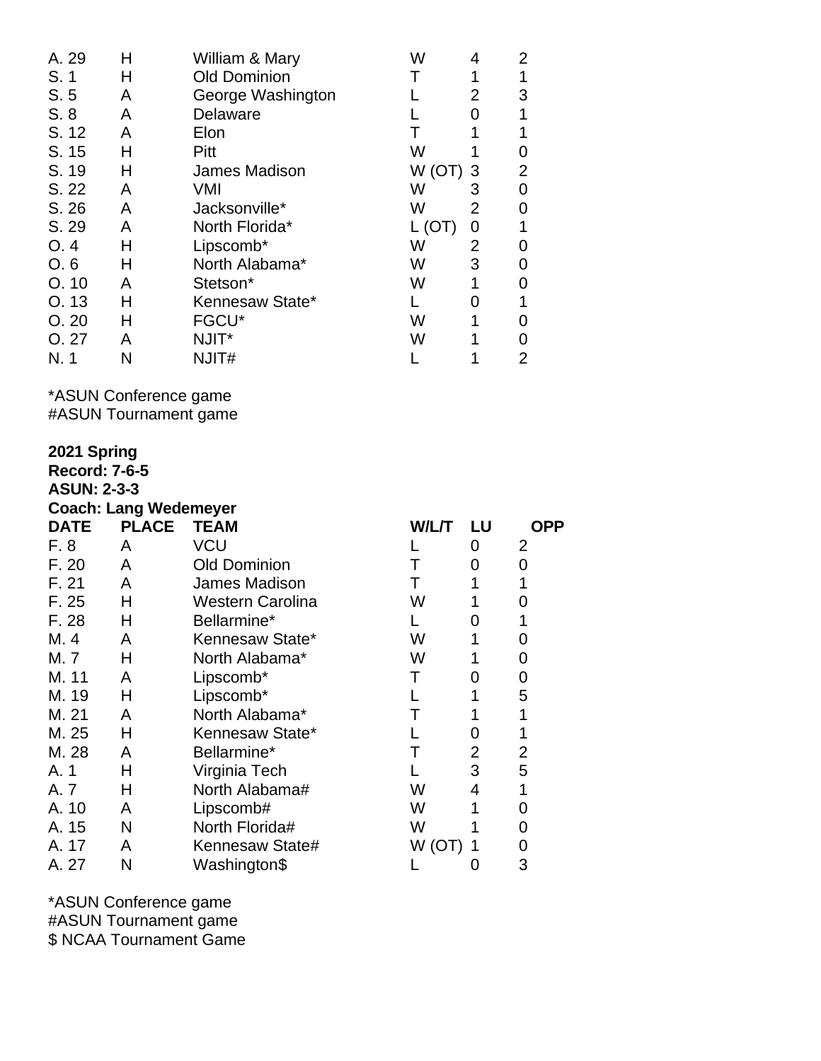| | | | | | |
|---|---|---|---|---|---|
| A. 29 | H | William & Mary | W | 4 | 2 |
| S. 1 | H | Old Dominion | T | 1 | 1 |
| S. 5 | A | George Washington | L | 2 | 3 |
| S. 8 | A | Delaware | L | 0 | 1 |
| S. 12 | A | Elon | T | 1 | 1 |
| S. 15 | H | Pitt | W | 1 | 0 |
| S. 19 | H | James Madison | W (OT) | 3 | 2 |
| S. 22 | A | VMI | W | 3 | 0 |
| S. 26 | A | Jacksonville* | W | 2 | 0 |
| S. 29 | A | North Florida* | L (OT) | 0 | 1 |
| O. 4 | H | Lipscomb* | W | 2 | 0 |
| O. 6 | H | North Alabama* | W | 3 | 0 |
| O. 10 | A | Stetson* | W | 1 | 0 |
| O. 13 | H | Kennesaw State* | L | 0 | 1 |
| O. 20 | H | FGCU* | W | 1 | 0 |
| O. 27 | A | NJIT* | W | 1 | 0 |
| N. 1 | N | NJIT# | L | 1 | 2 |

*ASUN Conference game
#ASUN Tournament game

**2021 Spring**
**Record: 7-6-5**
**ASUN: 2-3-3**
**Coach: Lang Wedemeyer**

| DATE | PLACE | TEAM | W/L/T | LU | OPP |
|---|---|---|---|---|---|
| F. 8 | A | VCU | L | 0 | 2 |
| F. 20 | A | Old Dominion | T | 0 | 0 |
| F. 21 | A | James Madison | T | 1 | 1 |
| F. 25 | H | Western Carolina | W | 1 | 0 |
| F. 28 | H | Bellarmine* | L | 0 | 1 |
| M. 4 | A | Kennesaw State* | W | 1 | 0 |
| M. 7 | H | North Alabama* | W | 1 | 0 |
| M. 11 | A | Lipscomb* | T | 0 | 0 |
| M. 19 | H | Lipscomb* | L | 1 | 5 |
| M. 21 | A | North Alabama* | T | 1 | 1 |
| M. 25 | H | Kennesaw State* | L | 0 | 1 |
| M. 28 | A | Bellarmine* | T | 2 | 2 |
| A. 1 | H | Virginia Tech | L | 3 | 5 |
| A. 7 | H | North Alabama# | W | 4 | 1 |
| A. 10 | A | Lipscomb# | W | 1 | 0 |
| A. 15 | N | North Florida# | W | 1 | 0 |
| A. 17 | A | Kennesaw State# | W (OT) | 1 | 0 |
| A. 27 | N | Washington$ | L | 0 | 3 |

*ASUN Conference game
#ASUN Tournament game
$ NCAA Tournament Game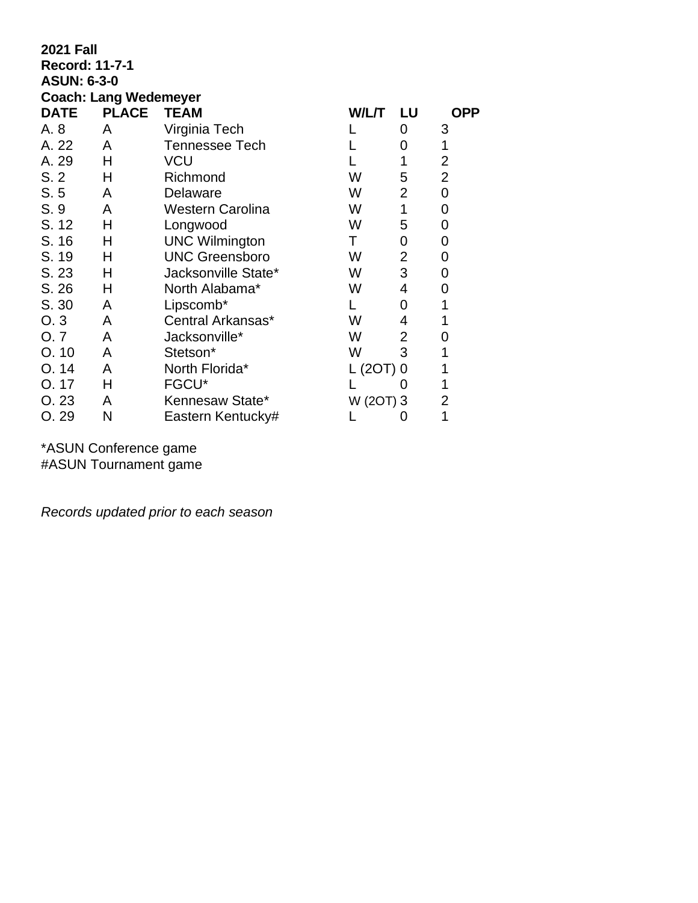**2021 Fall**
**Record: 11-7-1**
**ASUN: 6-3-0**
**Coach: Lang Wedemeyer**

| DATE | PLACE | TEAM | W/L/T | LU | OPP |
|---|---|---|---|---|---|
| A. 8 | A | Virginia Tech | L | 0 | 3 |
| A. 22 | A | Tennessee Tech | L | 0 | 1 |
| A. 29 | H | VCU | L | 1 | 2 |
| S. 2 | H | Richmond | W | 5 | 2 |
| S. 5 | A | Delaware | W | 2 | 0 |
| S. 9 | A | Western Carolina | W | 1 | 0 |
| S. 12 | H | Longwood | W | 5 | 0 |
| S. 16 | H | UNC Wilmington | T | 0 | 0 |
| S. 19 | H | UNC Greensboro | W | 2 | 0 |
| S. 23 | H | Jacksonville State* | W | 3 | 0 |
| S. 26 | H | North Alabama* | W | 4 | 0 |
| S. 30 | A | Lipscomb* | L | 0 | 1 |
| O. 3 | A | Central Arkansas* | W | 4 | 1 |
| O. 7 | A | Jacksonville* | W | 2 | 0 |
| O. 10 | A | Stetson* | W | 3 | 1 |
| O. 14 | A | North Florida* | L (2OT) | 0 | 1 |
| O. 17 | H | FGCU* | L | 0 | 1 |
| O. 23 | A | Kennesaw State* | W (2OT) | 3 | 2 |
| O. 29 | N | Eastern Kentucky# | L | 0 | 1 |

*ASUN Conference game
#ASUN Tournament game

*Records updated prior to each season*